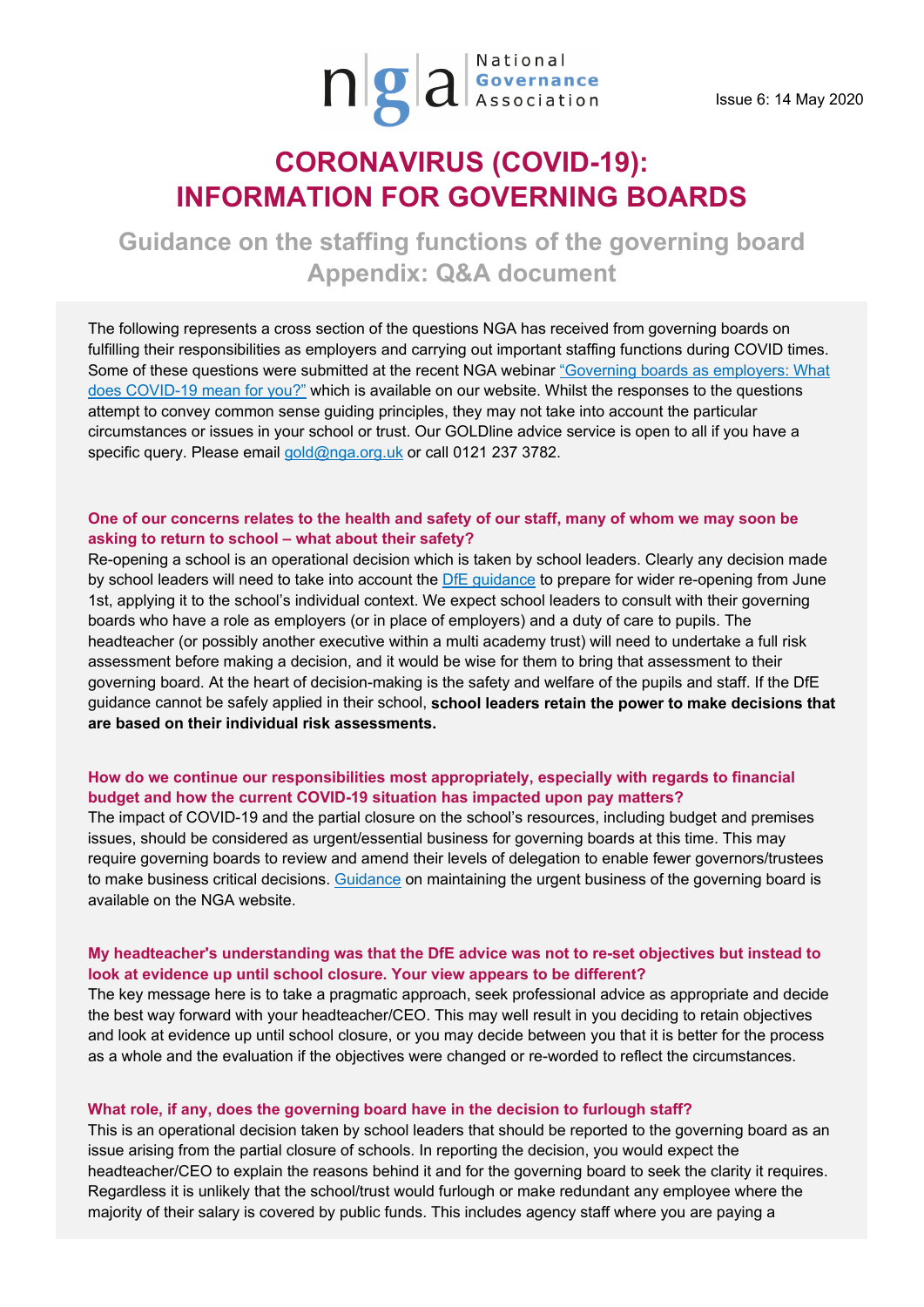National Governance Association

Issue 6: 14 May 2020

# CORONAVIRUS (COVID-19): INFORMATION FOR GOVERNING BOARDS

## Guidance on the staffing functions of the governing board Appendix: Q&A document

The following represents a cross section of the questions NGA has received from governing boards on fulfilling their responsibilities as employers and carrying out important staffing functions during COVID times. Some of these questions were submitted at the recent NGA webinar "Governing boards as employers: What does COVID-19 mean for you?" which is available on our website. Whilst the responses to the questions attempt to convey common sense guiding principles, they may not take into account the particular circumstances or issues in your school or trust. Our GOLDline advice service is open to all if you have a specific query. Please email gold@nga.org.uk or call 0121 237 3782.

### One of our concerns relates to the health and safety of our staff, many of whom we may soon be asking to return to school – what about their safety?

Re-opening a school is an operational decision which is taken by school leaders. Clearly any decision made by school leaders will need to take into account the DfE guidance to prepare for wider re-opening from June 1st, applying it to the school's individual context. We expect school leaders to consult with their governing boards who have a role as employers (or in place of employers) and a duty of care to pupils. The headteacher (or possibly another executive within a multi academy trust) will need to undertake a full risk assessment before making a decision, and it would be wise for them to bring that assessment to their governing board. At the heart of decision-making is the safety and welfare of the pupils and staff. If the DfE guidance cannot be safely applied in their school, **school leaders retain the power to make decisions that are based on their individual risk assessments.**

### How do we continue our responsibilities most appropriately, especially with regards to financial budget and how the current COVID-19 situation has impacted upon pay matters?

The impact of COVID-19 and the partial closure on the school's resources, including budget and premises issues, should be considered as urgent/essential business for governing boards at this time. This may require governing boards to review and amend their levels of delegation to enable fewer governors/trustees to make business critical decisions. Guidance on maintaining the urgent business of the governing board is available on the NGA website.

### My headteacher's understanding was that the DfE advice was not to re-set objectives but instead to look at evidence up until school closure. Your view appears to be different?

The key message here is to take a pragmatic approach, seek professional advice as appropriate and decide the best way forward with your headteacher/CEO. This may well result in you deciding to retain objectives and look at evidence up until school closure, or you may decide between you that it is better for the process as a whole and the evaluation if the objectives were changed or re-worded to reflect the circumstances.

### What role, if any, does the governing board have in the decision to furlough staff?

This is an operational decision taken by school leaders that should be reported to the governing board as an issue arising from the partial closure of schools. In reporting the decision, you would expect the headteacher/CEO to explain the reasons behind it and for the governing board to seek the clarity it requires. Regardless it is unlikely that the school/trust would furlough or make redundant any employee where the majority of their salary is covered by public funds. This includes agency staff where you are paying a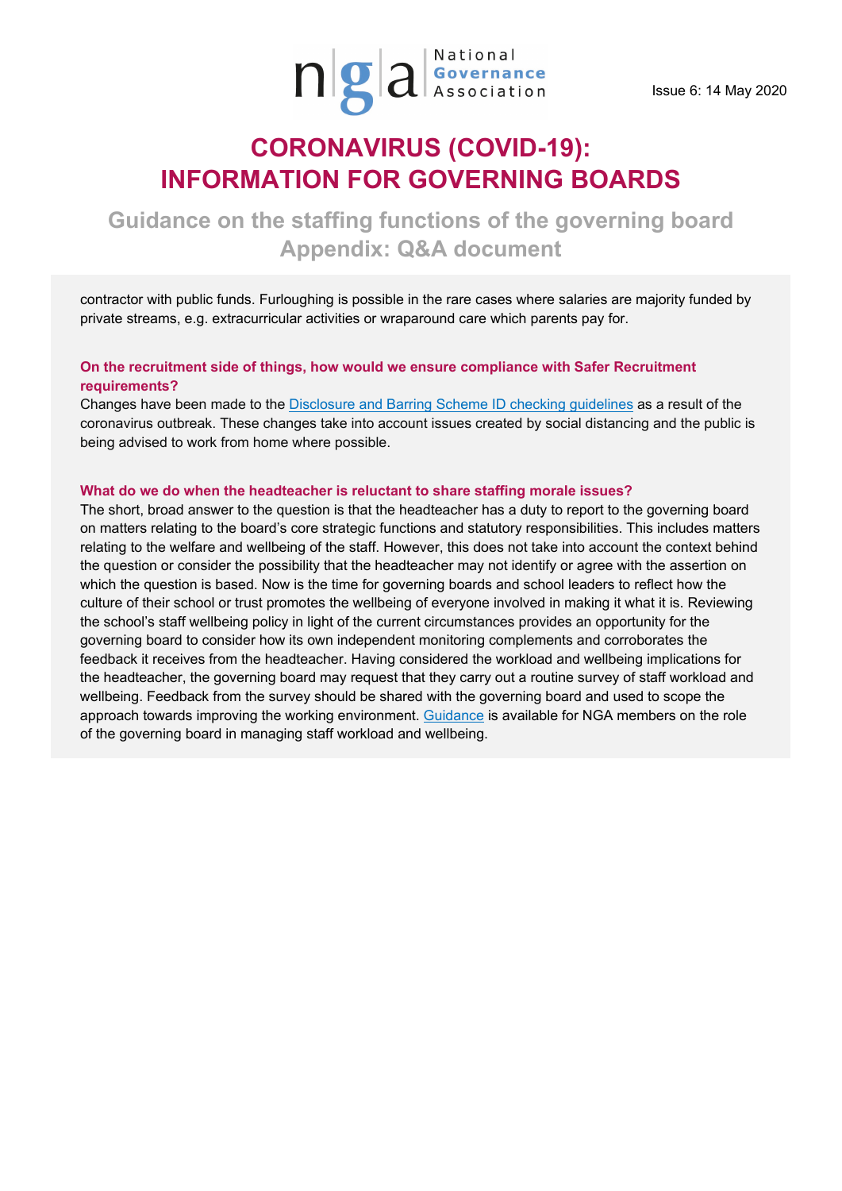contractor with public funds. Furloughing is possible in the rare cases where salaries are majority funded by private streams, e.g. extracurricular activities or wraparound care which parents pay for.

**On the recruitment side of things, how would we ensure compliance with Safer Recruitment requirements?**

Changes have been made to the Disclosure and Barring Scheme ID checking guidelines as a result of the coronavirus outbreak. These changes take into account issues created by social distancing and the public is being advised to work from home where possible.

**What do we do when the headteacher is reluctant to share staffing morale issues?**

The short, broad answer to the question is that the headteacher has a duty to report to the governing board on matters relating to the board's core strategic functions and statutory responsibilities. This includes matters relating to the welfare and wellbeing of the staff. However, this does not take into account the context behind the question or consider the possibility that the headteacher may not identify or agree with the assertion on which the question is based. Now is the time for governing boards and school leaders to reflect how the culture of their school or trust promotes the wellbeing of everyone involved in making it what it is. Reviewing the school's staff wellbeing policy in light of the current circumstances provides an opportunity for the governing board to consider how its own independent monitoring complements and corroborates the feedback it receives from the headteacher. Having considered the workload and wellbeing implications for the headteacher, the governing board may request that they carry out a routine survey of staff workload and wellbeing. Feedback from the survey should be shared with the governing board and used to scope the approach towards improving the working environment. Guidance is available for NGA members on the role of the governing board in managing staff workload and wellbeing.